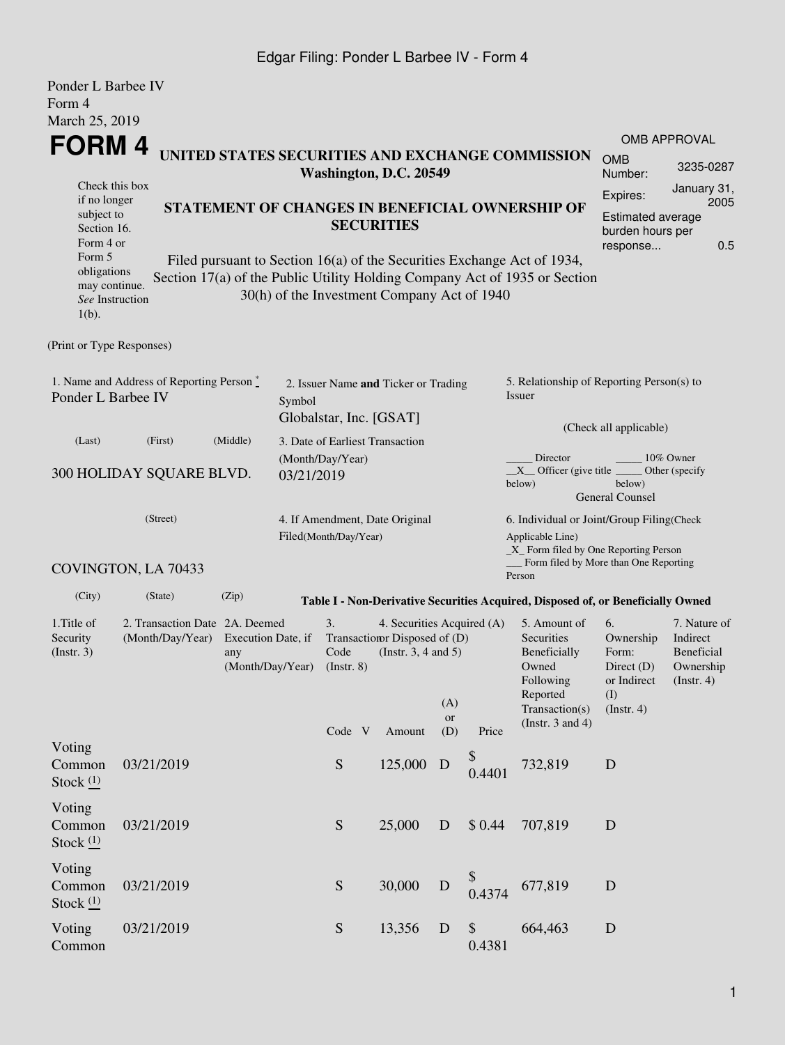Ponder L Barbee IV
Form 4
March 25, 2019

# FORM 4

## UNITED STATES SECURITIES AND EXCHANGE COMMISSION
**Washington, D.C. 20549**

| OMB APPROVAL | |
|---|---|
| OMB Number: | 3235-0287 |
| Expires: | January 31, 2005 |
| Estimated average burden hours per response... | 0.5 |

Check this box if no longer subject to Section 16. Form 4 or Form 5 obligations may continue. *See* Instruction 1(b).

## STATEMENT OF CHANGES IN BENEFICIAL OWNERSHIP OF SECURITIES

Filed pursuant to Section 16(a) of the Securities Exchange Act of 1934, Section 17(a) of the Public Utility Holding Company Act of 1935 or Section 30(h) of the Investment Company Act of 1940

(Print or Type Responses)

1. Name and Address of Reporting Person *
Ponder L Barbee IV

(Last) (First) (Middle)

300 HOLIDAY SQUARE BLVD.

(Street)

COVINGTON, LA 70433

(City) (State) (Zip)

2. Issuer Name **and** Ticker or Trading Symbol
Globalstar, Inc. [GSAT]

3. Date of Earliest Transaction (Month/Day/Year)
03/21/2019

4. If Amendment, Date Original Filed(Month/Day/Year)

5. Relationship of Reporting Person(s) to Issuer

(Check all applicable)

_____ Director _____ 10% Owner
\_\_X\_\_ Officer (give title below) _____ Other (specify below)
General Counsel

6. Individual or Joint/Group Filing(Check Applicable Line)
_X_ Form filed by One Reporting Person
___ Form filed by More than One Reporting Person

**Table I - Non-Derivative Securities Acquired, Disposed of, or Beneficially Owned**

| 1.Title of Security (Instr. 3) | 2. Transaction Date (Month/Day/Year) | 2A. Deemed Execution Date, if any (Month/Day/Year) | 3. Transaction Code (Instr. 8) | | 4. Securities Acquired (A) or Disposed of (D) (Instr. 3, 4 and 5) | | | 5. Amount of Securities Beneficially Owned Following Reported Transaction(s) (Instr. 3 and 4) | 6. Ownership Form: Direct (D) or Indirect (I) (Instr. 4) | 7. Nature of Indirect Beneficial Ownership (Instr. 4) |
|---|---|---|---|---|---|---|---|---|---|---|
| | | | Code | V | Amount | (A) or (D) | Price | | | |
| Voting Common Stock (1) | 03/21/2019 | | S | | 125,000 | D | $ 0.4401 | 732,819 | D | |
| Voting Common Stock (1) | 03/21/2019 | | S | | 25,000 | D | $ 0.44 | 707,819 | D | |
| Voting Common Stock (1) | 03/21/2019 | | S | | 30,000 | D | $ 0.4374 | 677,819 | D | |
| Voting Common | 03/21/2019 | | S | | 13,356 | D | $ 0.4381 | 664,463 | D | |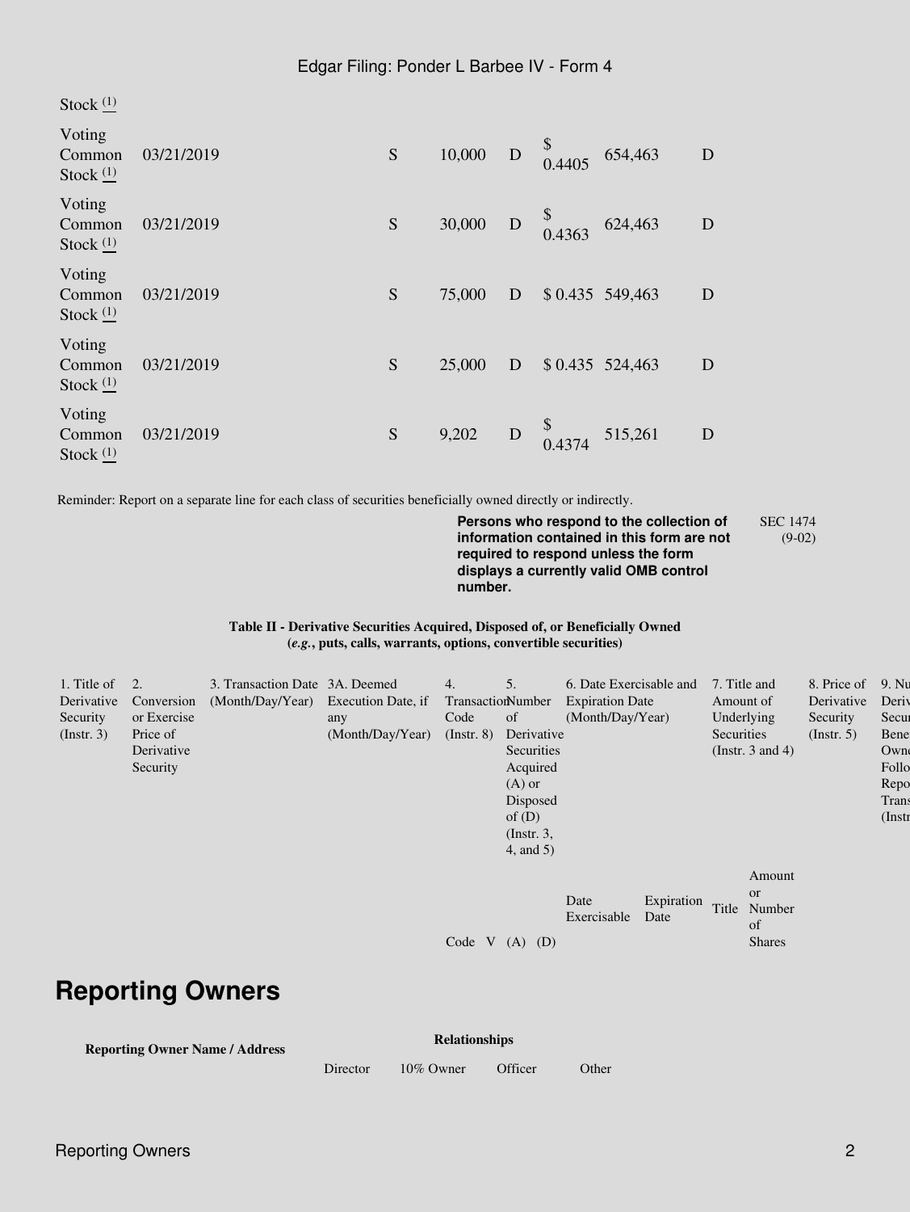| | | | | | | | | | | |
|---|---|---|---|---|---|---|---|---|---|---|
| Stock (1) | | | | | | | | | | |
| Voting Common Stock (1) | 03/21/2019 | | S | | 10,000 | D | $ 0.4405 | 654,463 | D | |
| Voting Common Stock (1) | 03/21/2019 | | S | | 30,000 | D | $ 0.4363 | 624,463 | D | |
| Voting Common Stock (1) | 03/21/2019 | | S | | 75,000 | D | $ 0.435 | 549,463 | D | |
| Voting Common Stock (1) | 03/21/2019 | | S | | 25,000 | D | $ 0.435 | 524,463 | D | |
| Voting Common Stock (1) | 03/21/2019 | | S | | 9,202 | D | $ 0.4374 | 515,261 | D | |

Reminder: Report on a separate line for each class of securities beneficially owned directly or indirectly.

**Persons who respond to the collection of information contained in this form are not required to respond unless the form displays a currently valid OMB control number.** SEC 1474 (9-02)

**Table II - Derivative Securities Acquired, Disposed of, or Beneficially Owned (*e.g.*, puts, calls, warrants, options, convertible securities)**

| 1. Title of Derivative Security (Instr. 3) | 2. Conversion or Exercise Price of Derivative Security | 3. Transaction Date (Month/Day/Year) | 3A. Deemed Execution Date, if any (Month/Day/Year) | 4. Transaction Code (Instr. 8) | | 5. Number of Derivative Securities Acquired (A) or Disposed of (D) (Instr. 3, 4, and 5) | | 6. Date Exercisable and Expiration Date (Month/Day/Year) | | 7. Title and Amount of Underlying Securities (Instr. 3 and 4) | | 8. Price of Derivative Security (Instr. 5) | 9. Nu Deriv Secur Bene Own Follo Repo Trans (Instr |
|---|---|---|---|---|---|---|---|---|---|---|---|---|---|
| | | | | Code | V | (A) | (D) | Date Exercisable | Expiration Date | Title | Amount or Number of Shares | | |

## Reporting Owners

| Reporting Owner Name / Address | Relationships | | | |
|---|---|---|---|---|
| | Director | 10% Owner | Officer | Other |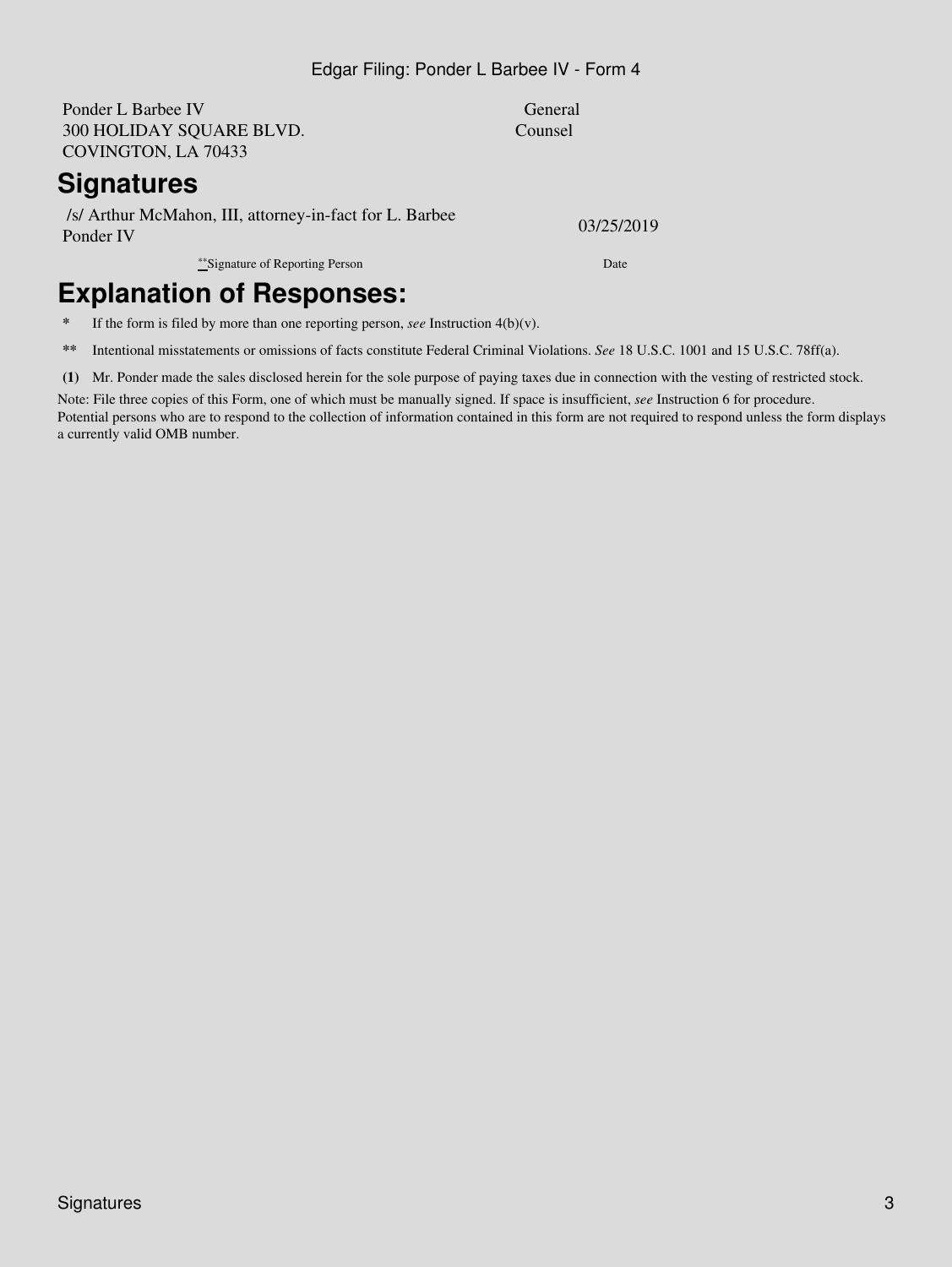Ponder L Barbee IV
300 HOLIDAY SQUARE BLVD.
COVINGTON, LA 70433

General Counsel

## Signatures

| | |
|---|---|
| /s/ Arthur McMahon, III, attorney-in-fact for L. Barbee Ponder IV | 03/25/2019 |
| **Signature of Reporting Person | Date |

## Explanation of Responses:

\* If the form is filed by more than one reporting person, *see* Instruction 4(b)(v).

** Intentional misstatements or omissions of facts constitute Federal Criminal Violations. *See* 18 U.S.C. 1001 and 15 U.S.C. 78ff(a).

**(1)** Mr. Ponder made the sales disclosed herein for the sole purpose of paying taxes due in connection with the vesting of restricted stock.

Note: File three copies of this Form, one of which must be manually signed. If space is insufficient, *see* Instruction 6 for procedure.
Potential persons who are to respond to the collection of information contained in this form are not required to respond unless the form displays a currently valid OMB number.